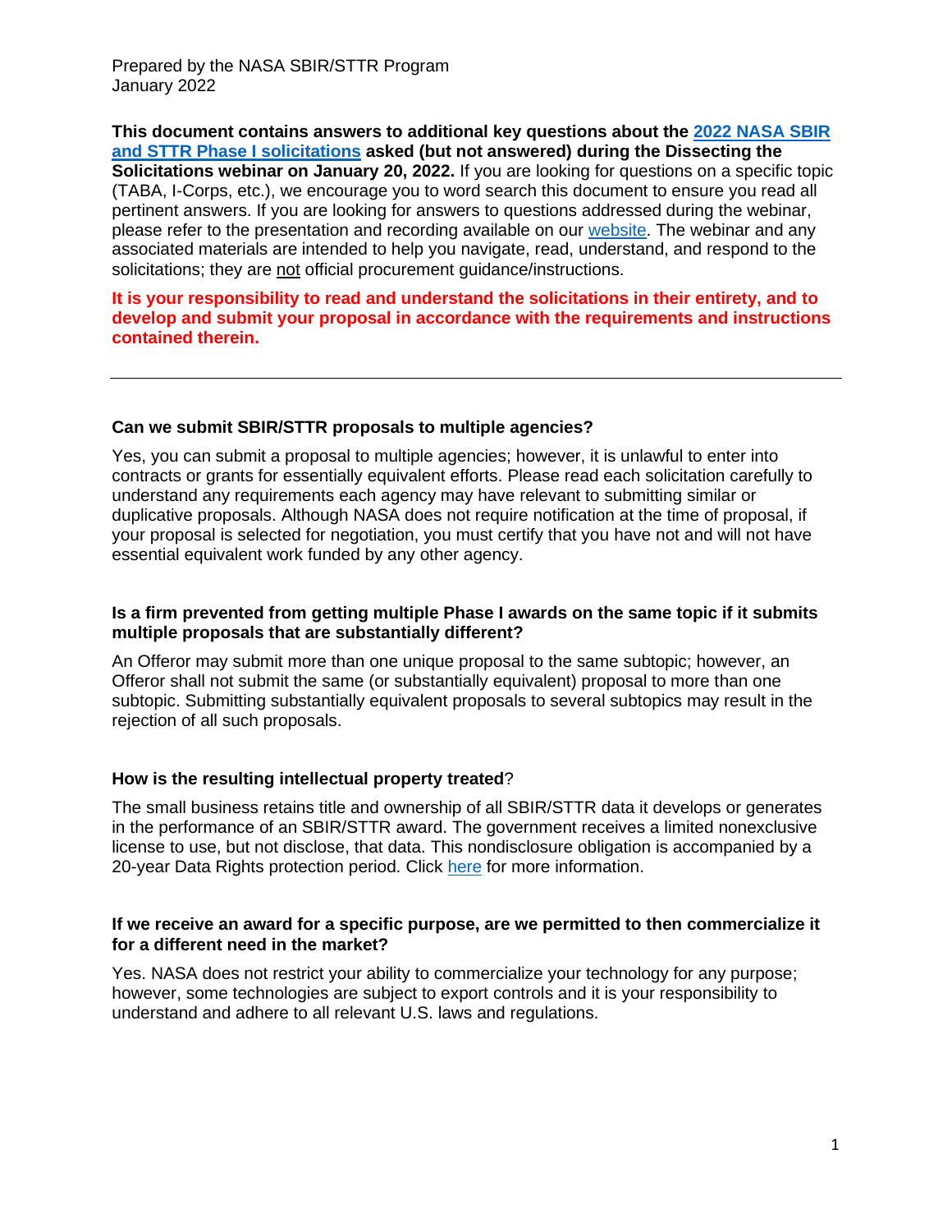Prepared by the NASA SBIR/STTR Program
January 2022

**This document contains answers to additional key questions about the [2022 NASA SBIR and STTR Phase I solicitations](#) asked (but not answered) during the Dissecting the Solicitations webinar on January 20, 2022.** If you are looking for questions on a specific topic (TABA, I-Corps, etc.), we encourage you to word search this document to ensure you read all pertinent answers. If you are looking for answers to questions addressed during the webinar, please refer to the presentation and recording available on our [website](#). The webinar and any associated materials are intended to help you navigate, read, understand, and respond to the solicitations; they are not official procurement guidance/instructions.

**It is your responsibility to read and understand the solicitations in their entirety, and to develop and submit your proposal in accordance with the requirements and instructions contained therein.**

---

### Can we submit SBIR/STTR proposals to multiple agencies?

Yes, you can submit a proposal to multiple agencies; however, it is unlawful to enter into contracts or grants for essentially equivalent efforts. Please read each solicitation carefully to understand any requirements each agency may have relevant to submitting similar or duplicative proposals. Although NASA does not require notification at the time of proposal, if your proposal is selected for negotiation, you must certify that you have not and will not have essential equivalent work funded by any other agency.

### Is a firm prevented from getting multiple Phase I awards on the same topic if it submits multiple proposals that are substantially different?

An Offeror may submit more than one unique proposal to the same subtopic; however, an Offeror shall not submit the same (or substantially equivalent) proposal to more than one subtopic. Submitting substantially equivalent proposals to several subtopics may result in the rejection of all such proposals.

### How is the resulting intellectual property treated?

The small business retains title and ownership of all SBIR/STTR data it develops or generates in the performance of an SBIR/STTR award. The government receives a limited nonexclusive license to use, but not disclose, that data. This nondisclosure obligation is accompanied by a 20-year Data Rights protection period. Click [here](#) for more information.

### If we receive an award for a specific purpose, are we permitted to then commercialize it for a different need in the market?

Yes. NASA does not restrict your ability to commercialize your technology for any purpose; however, some technologies are subject to export controls and it is your responsibility to understand and adhere to all relevant U.S. laws and regulations.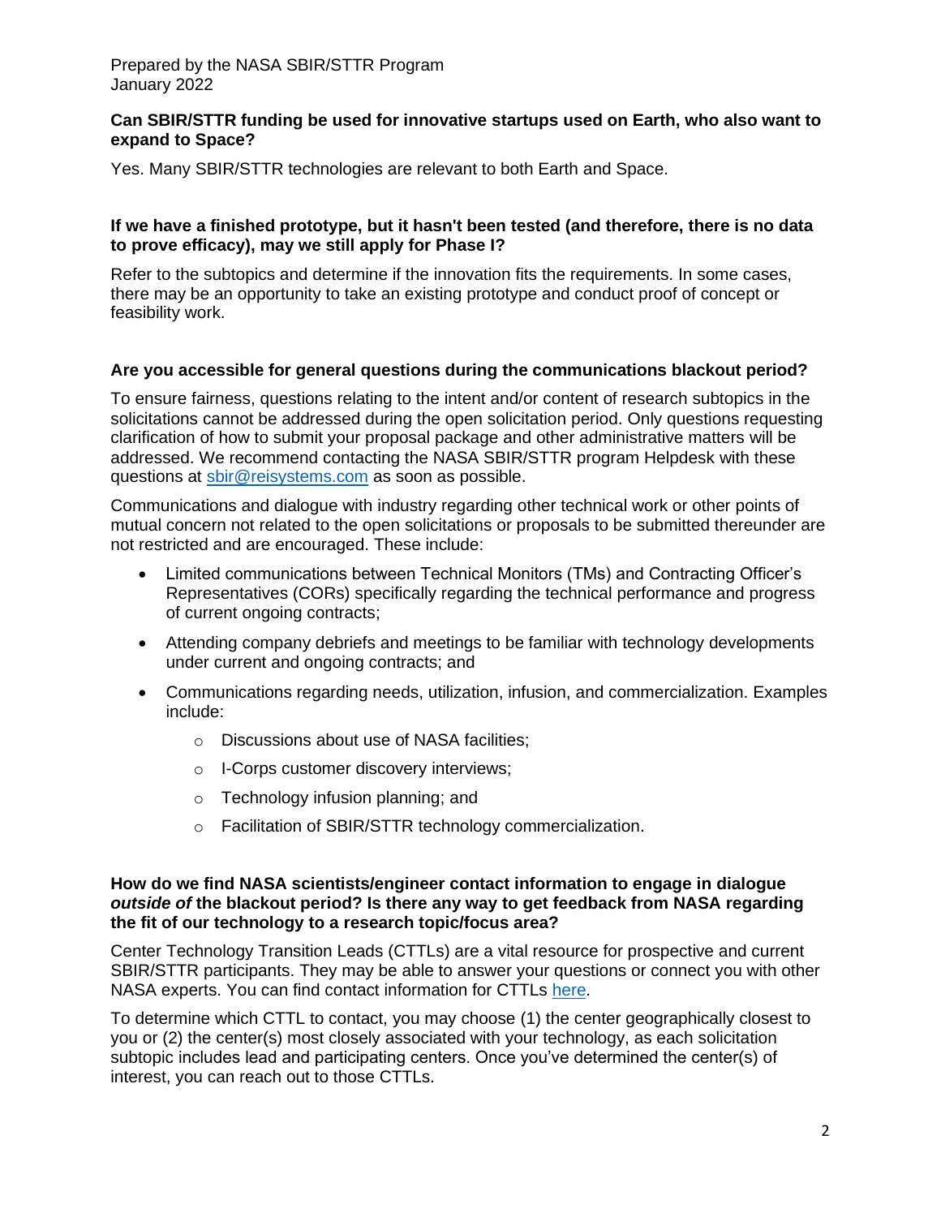Prepared by the NASA SBIR/STTR Program
January 2022

**Can SBIR/STTR funding be used for innovative startups used on Earth, who also want to expand to Space?**

Yes. Many SBIR/STTR technologies are relevant to both Earth and Space.

**If we have a finished prototype, but it hasn't been tested (and therefore, there is no data to prove efficacy), may we still apply for Phase I?**

Refer to the subtopics and determine if the innovation fits the requirements. In some cases, there may be an opportunity to take an existing prototype and conduct proof of concept or feasibility work.

**Are you accessible for general questions during the communications blackout period?**

To ensure fairness, questions relating to the intent and/or content of research subtopics in the solicitations cannot be addressed during the open solicitation period. Only questions requesting clarification of how to submit your proposal package and other administrative matters will be addressed. We recommend contacting the NASA SBIR/STTR program Helpdesk with these questions at sbir@reisystems.com as soon as possible.

Communications and dialogue with industry regarding other technical work or other points of mutual concern not related to the open solicitations or proposals to be submitted thereunder are not restricted and are encouraged. These include:

- Limited communications between Technical Monitors (TMs) and Contracting Officer's Representatives (CORs) specifically regarding the technical performance and progress of current ongoing contracts;
- Attending company debriefs and meetings to be familiar with technology developments under current and ongoing contracts; and
- Communications regarding needs, utilization, infusion, and commercialization. Examples include:
  - Discussions about use of NASA facilities;
  - I-Corps customer discovery interviews;
  - Technology infusion planning; and
  - Facilitation of SBIR/STTR technology commercialization.

**How do we find NASA scientists/engineer contact information to engage in dialogue *outside of* the blackout period? Is there any way to get feedback from NASA regarding the fit of our technology to a research topic/focus area?**

Center Technology Transition Leads (CTTLs) are a vital resource for prospective and current SBIR/STTR participants. They may be able to answer your questions or connect you with other NASA experts. You can find contact information for CTTLs here.

To determine which CTTL to contact, you may choose (1) the center geographically closest to you or (2) the center(s) most closely associated with your technology, as each solicitation subtopic includes lead and participating centers. Once you've determined the center(s) of interest, you can reach out to those CTTLs.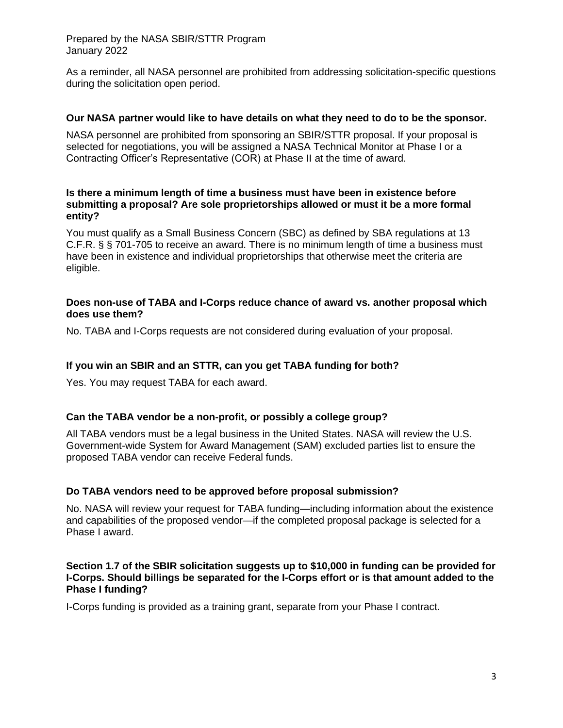As a reminder, all NASA personnel are prohibited from addressing solicitation-specific questions during the solicitation open period.

**Our NASA partner would like to have details on what they need to do to be the sponsor.**

NASA personnel are prohibited from sponsoring an SBIR/STTR proposal. If your proposal is selected for negotiations, you will be assigned a NASA Technical Monitor at Phase I or a Contracting Officer's Representative (COR) at Phase II at the time of award.

**Is there a minimum length of time a business must have been in existence before submitting a proposal? Are sole proprietorships allowed or must it be a more formal entity?**

You must qualify as a Small Business Concern (SBC) as defined by SBA regulations at 13 C.F.R. § § 701-705 to receive an award. There is no minimum length of time a business must have been in existence and individual proprietorships that otherwise meet the criteria are eligible.

**Does non-use of TABA and I-Corps reduce chance of award vs. another proposal which does use them?**

No. TABA and I-Corps requests are not considered during evaluation of your proposal.

**If you win an SBIR and an STTR, can you get TABA funding for both?**

Yes. You may request TABA for each award.

**Can the TABA vendor be a non-profit, or possibly a college group?**

All TABA vendors must be a legal business in the United States. NASA will review the U.S. Government-wide System for Award Management (SAM) excluded parties list to ensure the proposed TABA vendor can receive Federal funds.

**Do TABA vendors need to be approved before proposal submission?**

No. NASA will review your request for TABA funding—including information about the existence and capabilities of the proposed vendor—if the completed proposal package is selected for a Phase I award.

**Section 1.7 of the SBIR solicitation suggests up to $10,000 in funding can be provided for I-Corps. Should billings be separated for the I-Corps effort or is that amount added to the Phase I funding?**

I-Corps funding is provided as a training grant, separate from your Phase I contract.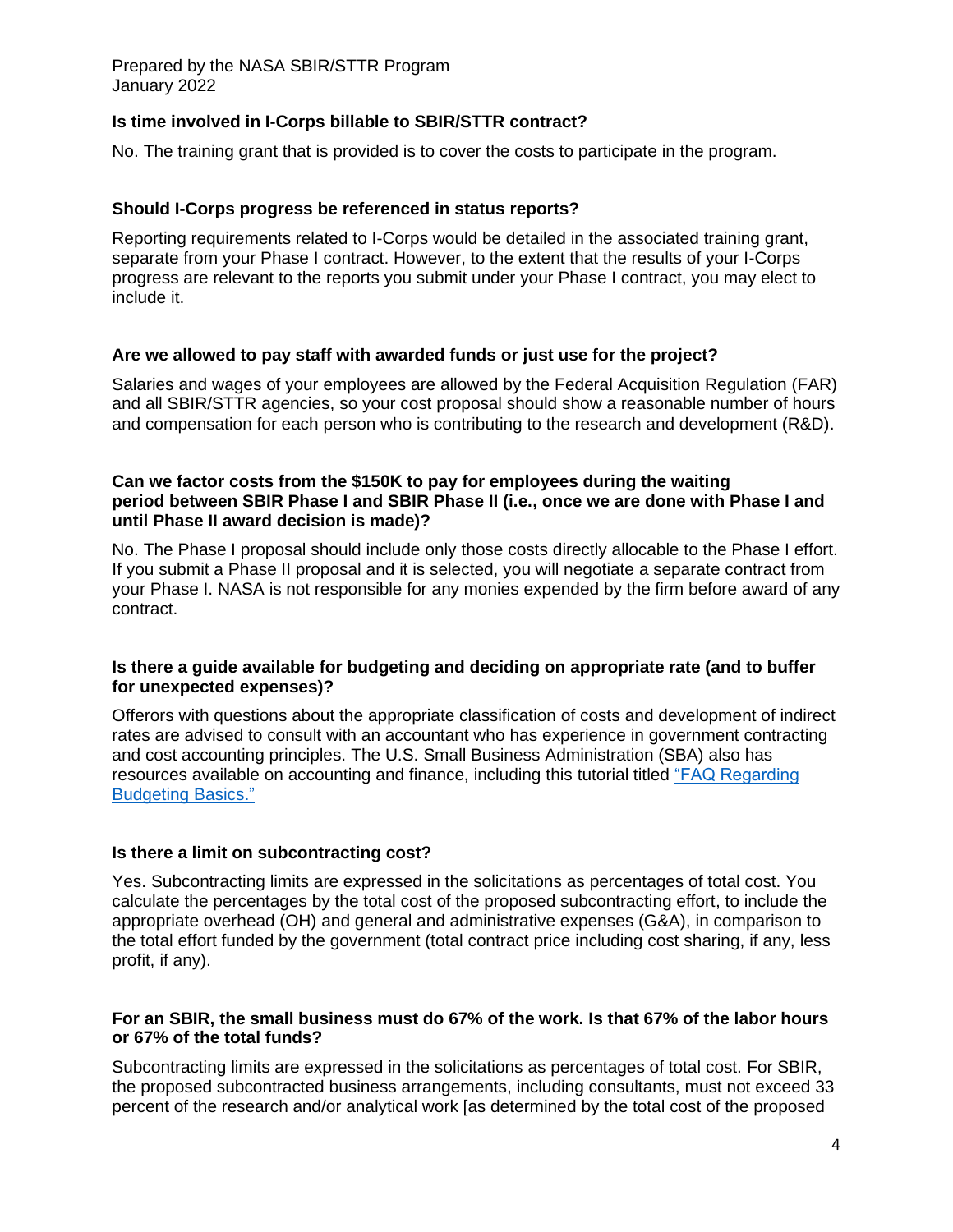### Is time involved in I-Corps billable to SBIR/STTR contract?

No. The training grant that is provided is to cover the costs to participate in the program.

### Should I-Corps progress be referenced in status reports?

Reporting requirements related to I-Corps would be detailed in the associated training grant, separate from your Phase I contract. However, to the extent that the results of your I-Corps progress are relevant to the reports you submit under your Phase I contract, you may elect to include it.

### Are we allowed to pay staff with awarded funds or just use for the project?

Salaries and wages of your employees are allowed by the Federal Acquisition Regulation (FAR) and all SBIR/STTR agencies, so your cost proposal should show a reasonable number of hours and compensation for each person who is contributing to the research and development (R&D).

### Can we factor costs from the $150K to pay for employees during the waiting period between SBIR Phase I and SBIR Phase II (i.e., once we are done with Phase I and until Phase II award decision is made)?

No. The Phase I proposal should include only those costs directly allocable to the Phase I effort. If you submit a Phase II proposal and it is selected, you will negotiate a separate contract from your Phase I. NASA is not responsible for any monies expended by the firm before award of any contract.

### Is there a guide available for budgeting and deciding on appropriate rate (and to buffer for unexpected expenses)?

Offerors with questions about the appropriate classification of costs and development of indirect rates are advised to consult with an accountant who has experience in government contracting and cost accounting principles. The U.S. Small Business Administration (SBA) also has resources available on accounting and finance, including this tutorial titled "FAQ Regarding Budgeting Basics."

### Is there a limit on subcontracting cost?

Yes. Subcontracting limits are expressed in the solicitations as percentages of total cost. You calculate the percentages by the total cost of the proposed subcontracting effort, to include the appropriate overhead (OH) and general and administrative expenses (G&A), in comparison to the total effort funded by the government (total contract price including cost sharing, if any, less profit, if any).

### For an SBIR, the small business must do 67% of the work. Is that 67% of the labor hours or 67% of the total funds?

Subcontracting limits are expressed in the solicitations as percentages of total cost. For SBIR, the proposed subcontracted business arrangements, including consultants, must not exceed 33 percent of the research and/or analytical work [as determined by the total cost of the proposed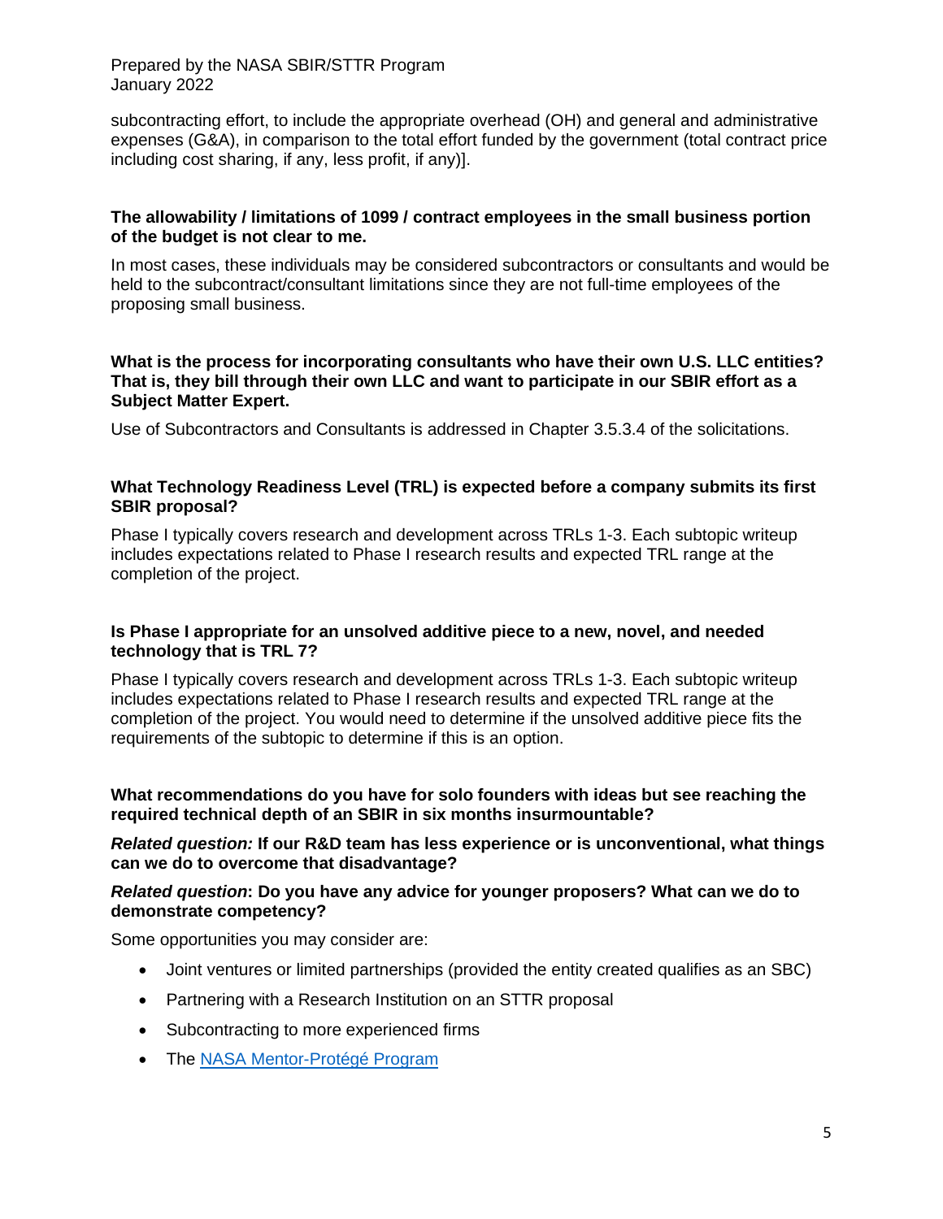subcontracting effort, to include the appropriate overhead (OH) and general and administrative expenses (G&A), in comparison to the total effort funded by the government (total contract price including cost sharing, if any, less profit, if any)].

**The allowability / limitations of 1099 / contract employees in the small business portion of the budget is not clear to me.**

In most cases, these individuals may be considered subcontractors or consultants and would be held to the subcontract/consultant limitations since they are not full-time employees of the proposing small business.

**What is the process for incorporating consultants who have their own U.S. LLC entities? That is, they bill through their own LLC and want to participate in our SBIR effort as a Subject Matter Expert.**

Use of Subcontractors and Consultants is addressed in Chapter 3.5.3.4 of the solicitations.

**What Technology Readiness Level (TRL) is expected before a company submits its first SBIR proposal?**

Phase I typically covers research and development across TRLs 1-3. Each subtopic writeup includes expectations related to Phase I research results and expected TRL range at the completion of the project.

**Is Phase I appropriate for an unsolved additive piece to a new, novel, and needed technology that is TRL 7?**

Phase I typically covers research and development across TRLs 1-3. Each subtopic writeup includes expectations related to Phase I research results and expected TRL range at the completion of the project. You would need to determine if the unsolved additive piece fits the requirements of the subtopic to determine if this is an option.

**What recommendations do you have for solo founders with ideas but see reaching the required technical depth of an SBIR in six months insurmountable?**

***Related question:*** **If our R&D team has less experience or is unconventional, what things can we do to overcome that disadvantage?**

***Related question*****: Do you have any advice for younger proposers? What can we do to demonstrate competency?**

Some opportunities you may consider are:

- Joint ventures or limited partnerships (provided the entity created qualifies as an SBC)
- Partnering with a Research Institution on an STTR proposal
- Subcontracting to more experienced firms
- The NASA Mentor-Protégé Program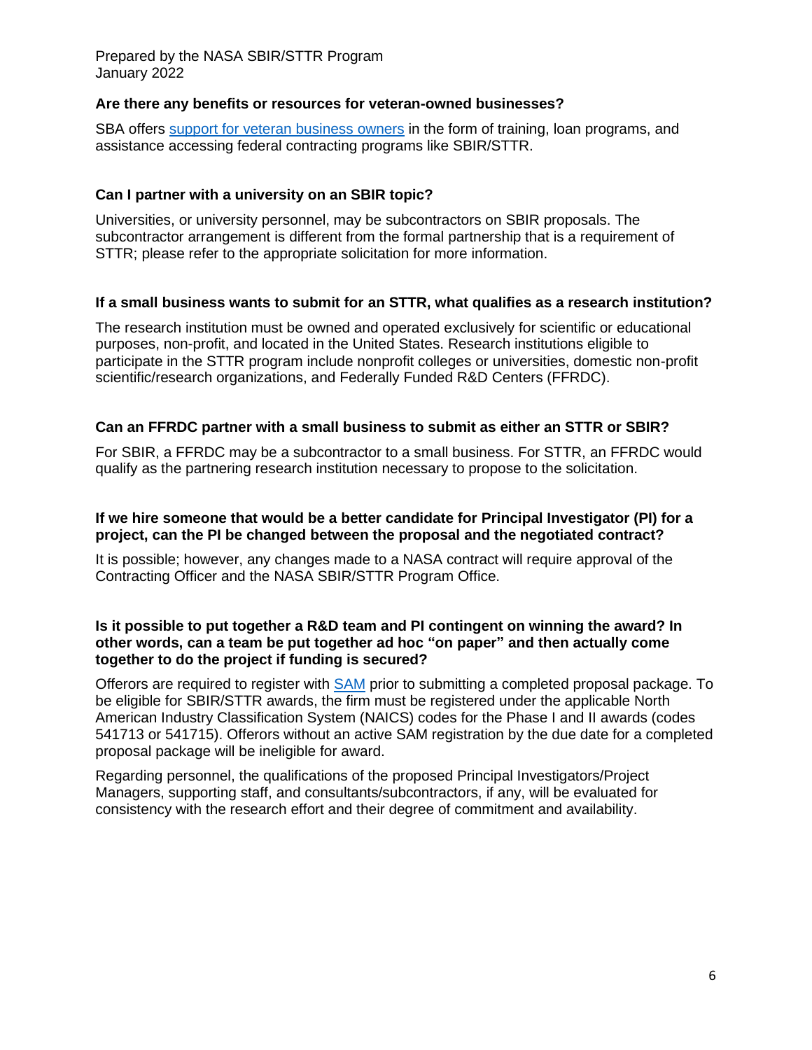**Are there any benefits or resources for veteran-owned businesses?**

SBA offers [support for veteran business owners](#) in the form of training, loan programs, and assistance accessing federal contracting programs like SBIR/STTR.

**Can I partner with a university on an SBIR topic?**

Universities, or university personnel, may be subcontractors on SBIR proposals. The subcontractor arrangement is different from the formal partnership that is a requirement of STTR; please refer to the appropriate solicitation for more information.

**If a small business wants to submit for an STTR, what qualifies as a research institution?**

The research institution must be owned and operated exclusively for scientific or educational purposes, non-profit, and located in the United States. Research institutions eligible to participate in the STTR program include nonprofit colleges or universities, domestic non-profit scientific/research organizations, and Federally Funded R&D Centers (FFRDC).

**Can an FFRDC partner with a small business to submit as either an STTR or SBIR?**

For SBIR, a FFRDC may be a subcontractor to a small business. For STTR, an FFRDC would qualify as the partnering research institution necessary to propose to the solicitation.

**If we hire someone that would be a better candidate for Principal Investigator (PI) for a project, can the PI be changed between the proposal and the negotiated contract?**

It is possible; however, any changes made to a NASA contract will require approval of the Contracting Officer and the NASA SBIR/STTR Program Office.

**Is it possible to put together a R&D team and PI contingent on winning the award? In other words, can a team be put together ad hoc "on paper" and then actually come together to do the project if funding is secured?**

Offerors are required to register with [SAM](#) prior to submitting a completed proposal package. To be eligible for SBIR/STTR awards, the firm must be registered under the applicable North American Industry Classification System (NAICS) codes for the Phase I and II awards (codes 541713 or 541715). Offerors without an active SAM registration by the due date for a completed proposal package will be ineligible for award.

Regarding personnel, the qualifications of the proposed Principal Investigators/Project Managers, supporting staff, and consultants/subcontractors, if any, will be evaluated for consistency with the research effort and their degree of commitment and availability.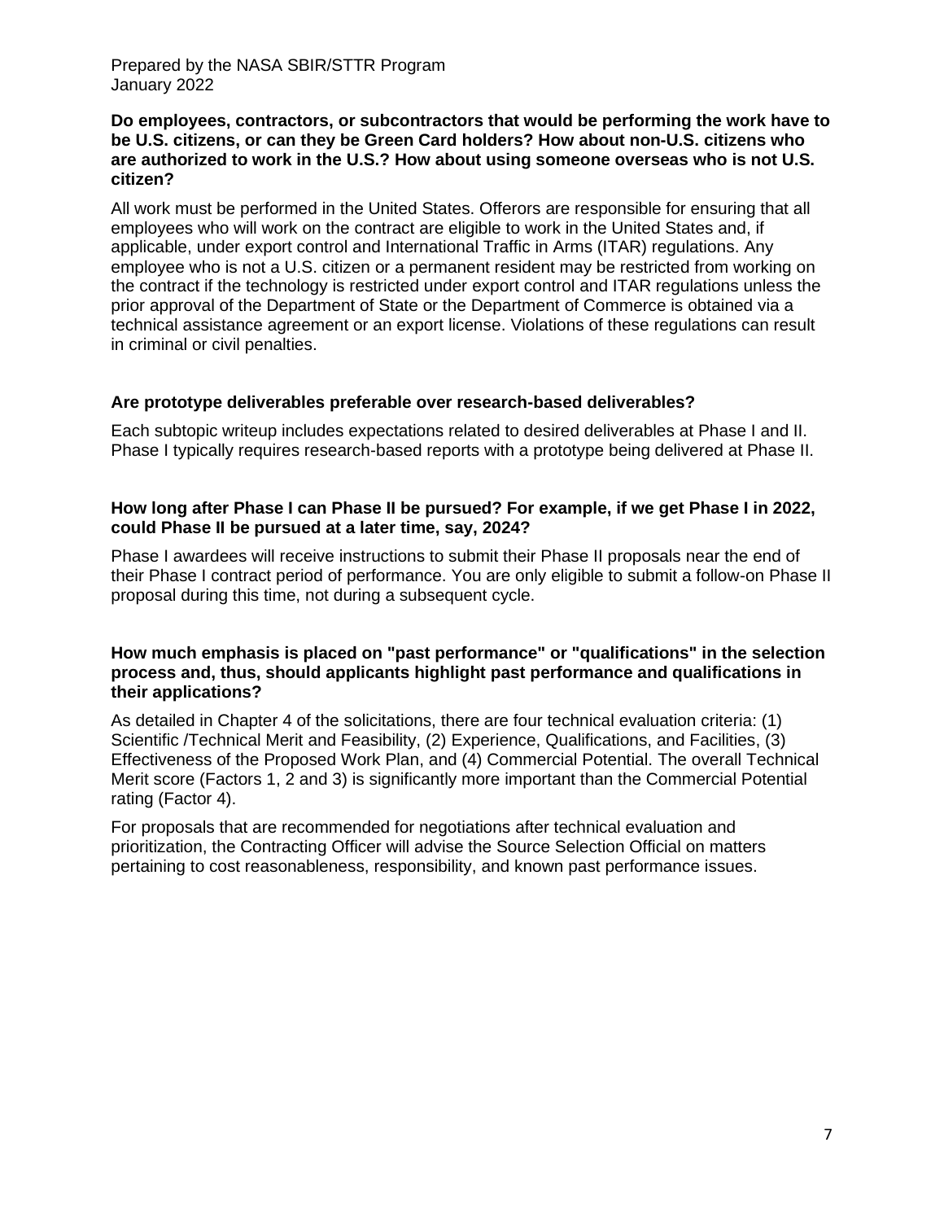**Do employees, contractors, or subcontractors that would be performing the work have to be U.S. citizens, or can they be Green Card holders? How about non-U.S. citizens who are authorized to work in the U.S.? How about using someone overseas who is not U.S. citizen?**

All work must be performed in the United States. Offerors are responsible for ensuring that all employees who will work on the contract are eligible to work in the United States and, if applicable, under export control and International Traffic in Arms (ITAR) regulations. Any employee who is not a U.S. citizen or a permanent resident may be restricted from working on the contract if the technology is restricted under export control and ITAR regulations unless the prior approval of the Department of State or the Department of Commerce is obtained via a technical assistance agreement or an export license. Violations of these regulations can result in criminal or civil penalties.

**Are prototype deliverables preferable over research-based deliverables?**

Each subtopic writeup includes expectations related to desired deliverables at Phase I and II. Phase I typically requires research-based reports with a prototype being delivered at Phase II.

**How long after Phase I can Phase II be pursued? For example, if we get Phase I in 2022, could Phase II be pursued at a later time, say, 2024?**

Phase I awardees will receive instructions to submit their Phase II proposals near the end of their Phase I contract period of performance. You are only eligible to submit a follow-on Phase II proposal during this time, not during a subsequent cycle.

**How much emphasis is placed on "past performance" or "qualifications" in the selection process and, thus, should applicants highlight past performance and qualifications in their applications?**

As detailed in Chapter 4 of the solicitations, there are four technical evaluation criteria: (1) Scientific /Technical Merit and Feasibility, (2) Experience, Qualifications, and Facilities, (3) Effectiveness of the Proposed Work Plan, and (4) Commercial Potential. The overall Technical Merit score (Factors 1, 2 and 3) is significantly more important than the Commercial Potential rating (Factor 4).

For proposals that are recommended for negotiations after technical evaluation and prioritization, the Contracting Officer will advise the Source Selection Official on matters pertaining to cost reasonableness, responsibility, and known past performance issues.